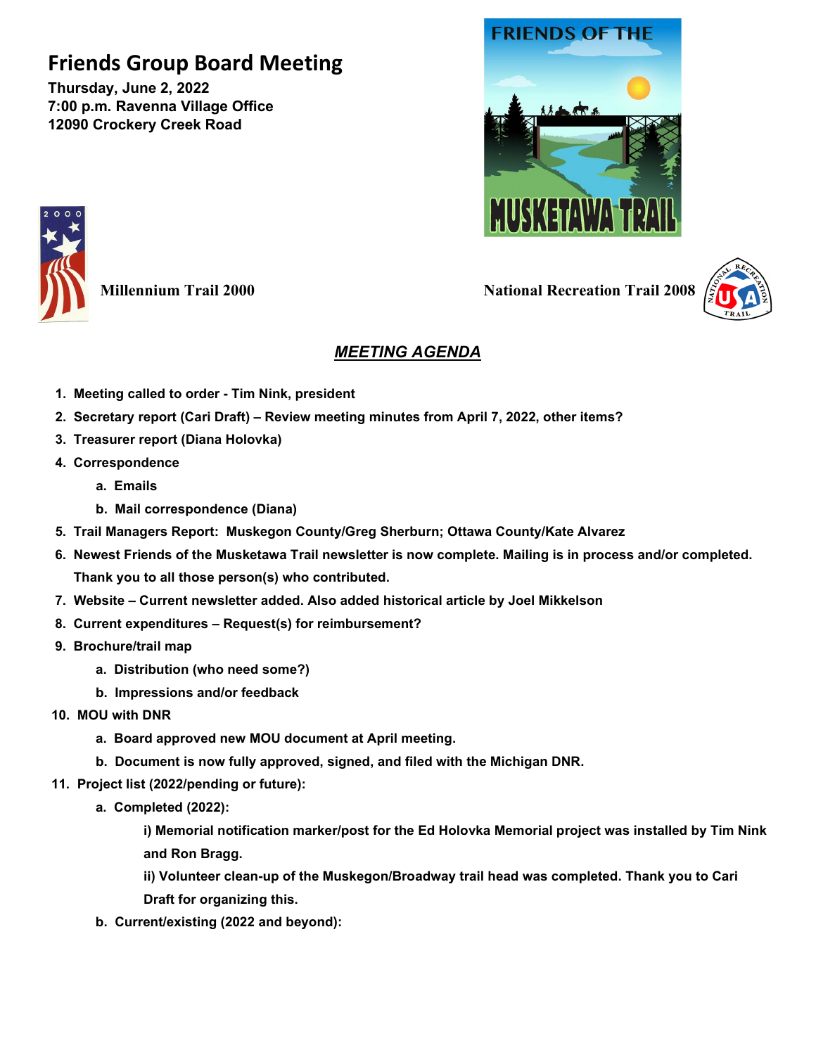# Friends Group Board Meeting

**Thursday, June 2, 2022**
**7:00 p.m. Ravenna Village Office**
**12090 Crockery Creek Road**

FRIENDS OF THE MUSKETAWA TRAIL

**Millennium Trail 2000** **National Recreation Trail 2008**

## *MEETING AGENDA*

1. **Meeting called to order - Tim Nink, president**
2. **Secretary report (Cari Draft) – Review meeting minutes from April 7, 2022, other items?**
3. **Treasurer report (Diana Holovka)**
4. **Correspondence**
   a. **Emails**
   b. **Mail correspondence (Diana)**
5. **Trail Managers Report: Muskegon County/Greg Sherburn; Ottawa County/Kate Alvarez**
6. **Newest Friends of the Musketawa Trail newsletter is now complete. Mailing is in process and/or completed. Thank you to all those person(s) who contributed.**
7. **Website – Current newsletter added. Also added historical article by Joel Mikkelson**
8. **Current expenditures – Request(s) for reimbursement?**
9. **Brochure/trail map**
   a. **Distribution (who need some?)**
   b. **Impressions and/or feedback**
10. **MOU with DNR**
    a. **Board approved new MOU document at April meeting.**
    b. **Document is now fully approved, signed, and filed with the Michigan DNR.**
11. **Project list (2022/pending or future):**
    a. **Completed (2022):**
       **i) Memorial notification marker/post for the Ed Holovka Memorial project was installed by Tim Nink and Ron Bragg.**
       **ii) Volunteer clean-up of the Muskegon/Broadway trail head was completed. Thank you to Cari Draft for organizing this.**
    b. **Current/existing (2022 and beyond):**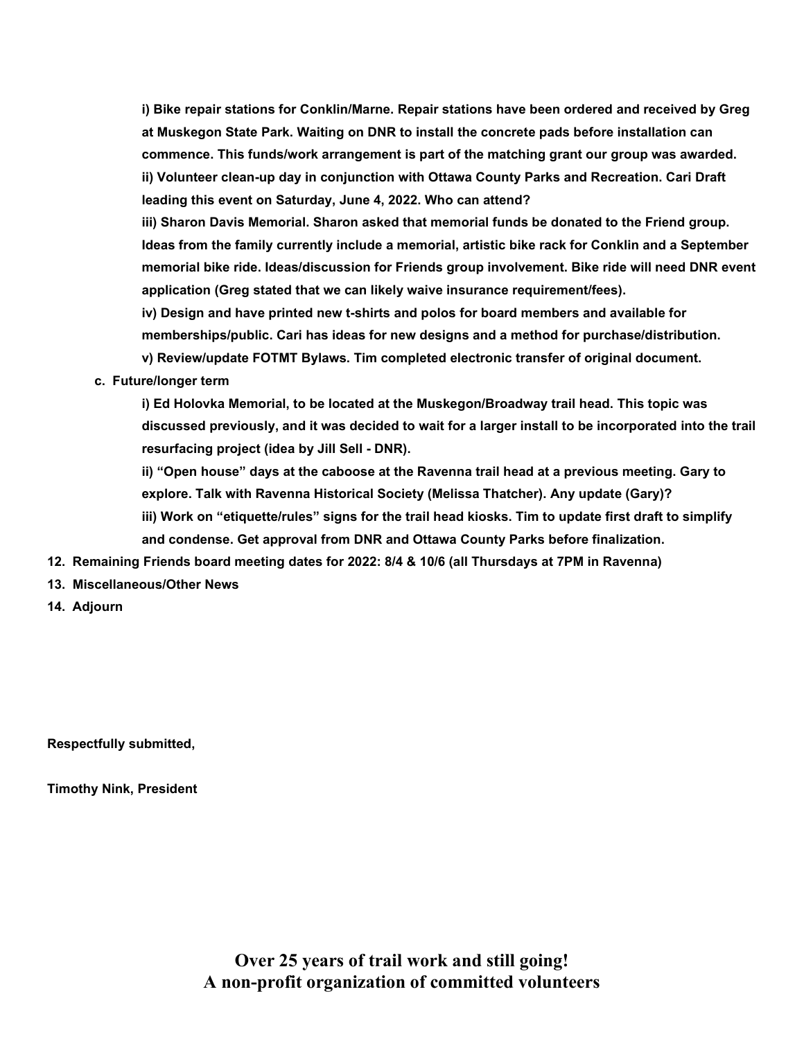**i) Bike repair stations for Conklin/Marne. Repair stations have been ordered and received by Greg at Muskegon State Park. Waiting on DNR to install the concrete pads before installation can commence. This funds/work arrangement is part of the matching grant our group was awarded.**

**ii) Volunteer clean-up day in conjunction with Ottawa County Parks and Recreation. Cari Draft leading this event on Saturday, June 4, 2022. Who can attend?**

**iii) Sharon Davis Memorial. Sharon asked that memorial funds be donated to the Friend group. Ideas from the family currently include a memorial, artistic bike rack for Conklin and a September memorial bike ride. Ideas/discussion for Friends group involvement. Bike ride will need DNR event application (Greg stated that we can likely waive insurance requirement/fees).**

**iv) Design and have printed new t-shirts and polos for board members and available for memberships/public. Cari has ideas for new designs and a method for purchase/distribution.**

**v) Review/update FOTMT Bylaws. Tim completed electronic transfer of original document.**

**c. Future/longer term**

**i) Ed Holovka Memorial, to be located at the Muskegon/Broadway trail head. This topic was discussed previously, and it was decided to wait for a larger install to be incorporated into the trail resurfacing project (idea by Jill Sell - DNR).**

**ii) "Open house" days at the caboose at the Ravenna trail head at a previous meeting. Gary to explore. Talk with Ravenna Historical Society (Melissa Thatcher). Any update (Gary)?**

**iii) Work on "etiquette/rules" signs for the trail head kiosks. Tim to update first draft to simplify and condense. Get approval from DNR and Ottawa County Parks before finalization.**

**12. Remaining Friends board meeting dates for 2022: 8/4 & 10/6 (all Thursdays at 7PM in Ravenna)**

**13. Miscellaneous/Other News**

**14. Adjourn**

**Respectfully submitted,**

**Timothy Nink, President**

**Over 25 years of trail work and still going!**
**A non-profit organization of committed volunteers**